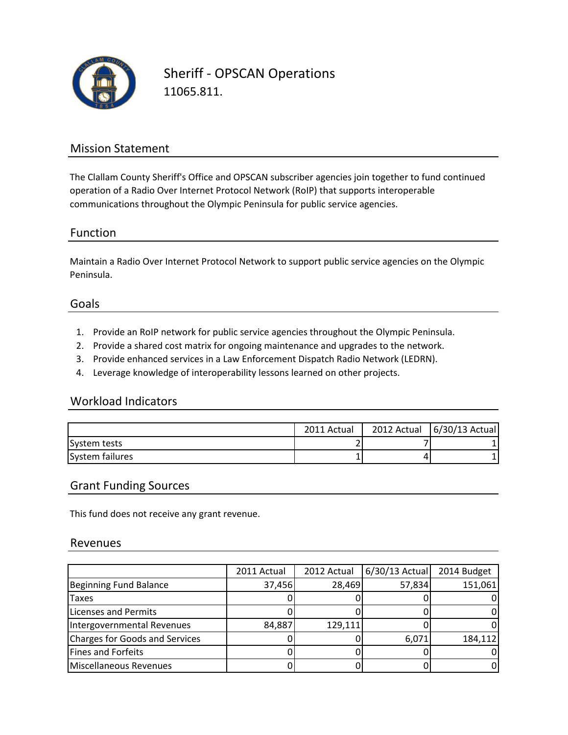# Sheriff - OPSCAN Operations

11065.811.

## Mission Statement

The Clallam County Sheriff's Office and OPSCAN subscriber agencies join together to fund continued operation of a Radio Over Internet Protocol Network (RoIP) that supports interoperable communications throughout the Olympic Peninsula for public service agencies.

## Function

Maintain a Radio Over Internet Protocol Network to support public service agencies on the Olympic Peninsula.

## Goals

1. Provide an RoIP network for public service agencies throughout the Olympic Peninsula.
2. Provide a shared cost matrix for ongoing maintenance and upgrades to the network.
3. Provide enhanced services in a Law Enforcement Dispatch Radio Network (LEDRN).
4. Leverage knowledge of interoperability lessons learned on other projects.

## Workload Indicators

| | 2011 Actual | 2012 Actual | 6/30/13 Actual |
|---|---|---|---|
| System tests | 2 | 7 | 1 |
| System failures | 1 | 4 | 1 |

## Grant Funding Sources

This fund does not receive any grant revenue.

## Revenues

| | 2011 Actual | 2012 Actual | 6/30/13 Actual | 2014 Budget |
|---|---|---|---|---|
| Beginning Fund Balance | 37,456 | 28,469 | 57,834 | 151,061 |
| Taxes | 0 | 0 | 0 | 0 |
| Licenses and Permits | 0 | 0 | 0 | 0 |
| Intergovernmental Revenues | 84,887 | 129,111 | 0 | 0 |
| Charges for Goods and Services | 0 | 0 | 6,071 | 184,112 |
| Fines and Forfeits | 0 | 0 | 0 | 0 |
| Miscellaneous Revenues | 0 | 0 | 0 | 0 |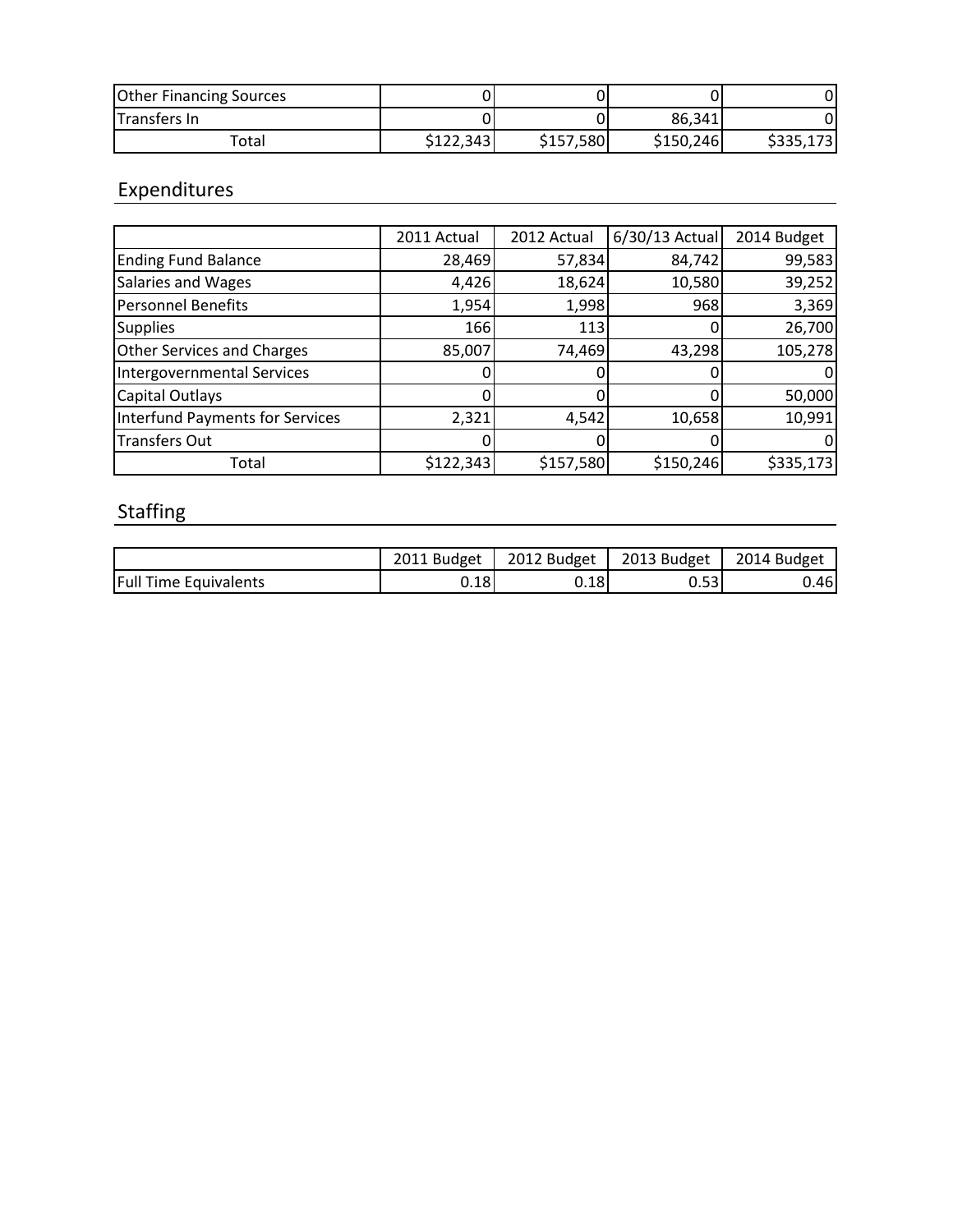| | | | | |
|---|---|---|---|---|
| Other Financing Sources | 0 | 0 | 0 | 0 |
| Transfers In | 0 | 0 | 86,341 | 0 |
| Total | $122,343 | $157,580 | $150,246 | $335,173 |

## Expenditures

| | 2011 Actual | 2012 Actual | 6/30/13 Actual | 2014 Budget |
|---|---|---|---|---|
| Ending Fund Balance | 28,469 | 57,834 | 84,742 | 99,583 |
| Salaries and Wages | 4,426 | 18,624 | 10,580 | 39,252 |
| Personnel Benefits | 1,954 | 1,998 | 968 | 3,369 |
| Supplies | 166 | 113 | 0 | 26,700 |
| Other Services and Charges | 85,007 | 74,469 | 43,298 | 105,278 |
| Intergovernmental Services | 0 | 0 | 0 | 0 |
| Capital Outlays | 0 | 0 | 0 | 50,000 |
| Interfund Payments for Services | 2,321 | 4,542 | 10,658 | 10,991 |
| Transfers Out | 0 | 0 | 0 | 0 |
| Total | $122,343 | $157,580 | $150,246 | $335,173 |

## Staffing

| | 2011 Budget | 2012 Budget | 2013 Budget | 2014 Budget |
|---|---|---|---|---|
| Full Time Equivalents | 0.18 | 0.18 | 0.53 | 0.46 |